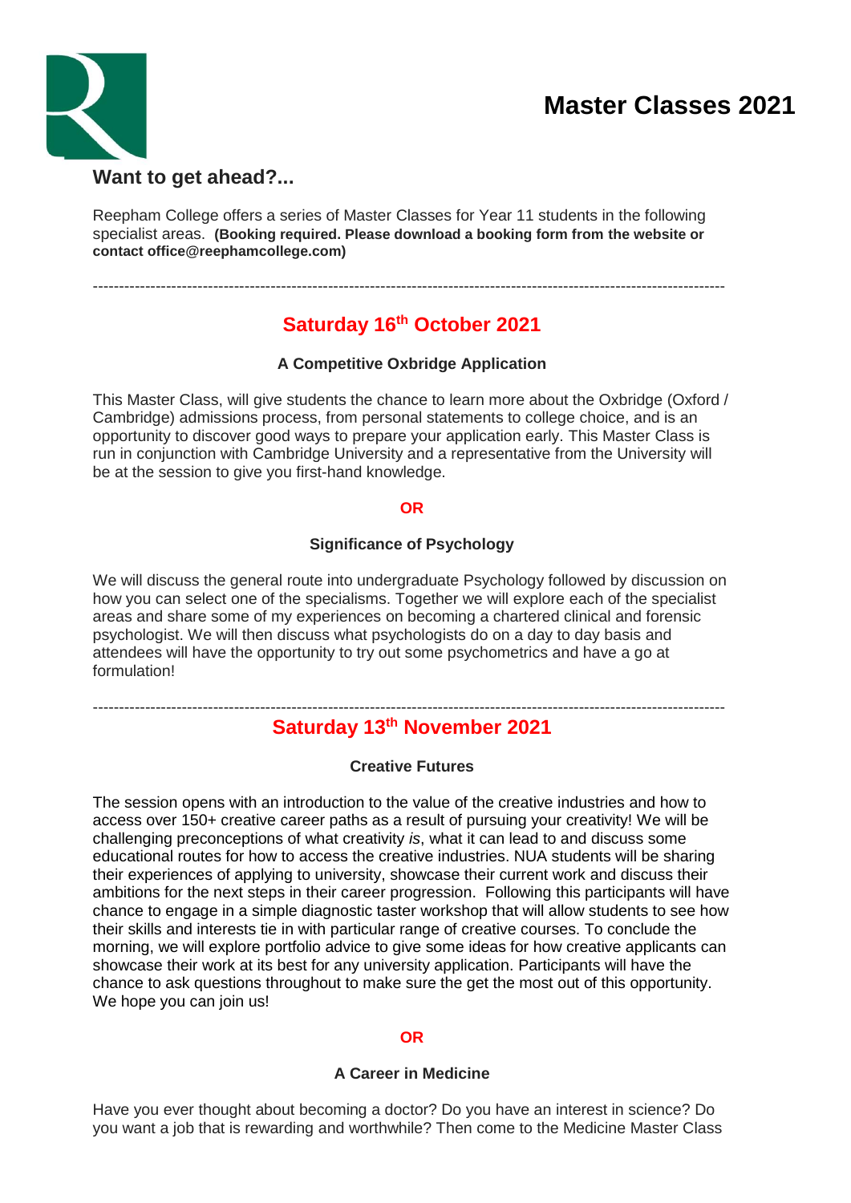# Master Classes 2021

## Want to get ahead?...

Reepham College offers a series of Master Classes for Year 11 students in the following specialist areas. **(Booking required. Please download a booking form from the website or contact office@reephamcollege.com)**

---

## Saturday 16th October 2021

### A Competitive Oxbridge Application

This Master Class, will give students the chance to learn more about the Oxbridge (Oxford / Cambridge) admissions process, from personal statements to college choice, and is an opportunity to discover good ways to prepare your application early. This Master Class is run in conjunction with Cambridge University and a representative from the University will be at the session to give you first-hand knowledge.

**OR**

### Significance of Psychology

We will discuss the general route into undergraduate Psychology followed by discussion on how you can select one of the specialisms. Together we will explore each of the specialist areas and share some of my experiences on becoming a chartered clinical and forensic psychologist. We will then discuss what psychologists do on a day to day basis and attendees will have the opportunity to try out some psychometrics and have a go at formulation!

---

## Saturday 13th November 2021

### Creative Futures

The session opens with an introduction to the value of the creative industries and how to access over 150+ creative career paths as a result of pursuing your creativity! We will be challenging preconceptions of what creativity *is*, what it can lead to and discuss some educational routes for how to access the creative industries. NUA students will be sharing their experiences of applying to university, showcase their current work and discuss their ambitions for the next steps in their career progression. Following this participants will have chance to engage in a simple diagnostic taster workshop that will allow students to see how their skills and interests tie in with particular range of creative courses. To conclude the morning, we will explore portfolio advice to give some ideas for how creative applicants can showcase their work at its best for any university application. Participants will have the chance to ask questions throughout to make sure the get the most out of this opportunity. We hope you can join us!

**OR**

### A Career in Medicine

Have you ever thought about becoming a doctor? Do you have an interest in science? Do you want a job that is rewarding and worthwhile? Then come to the Medicine Master Class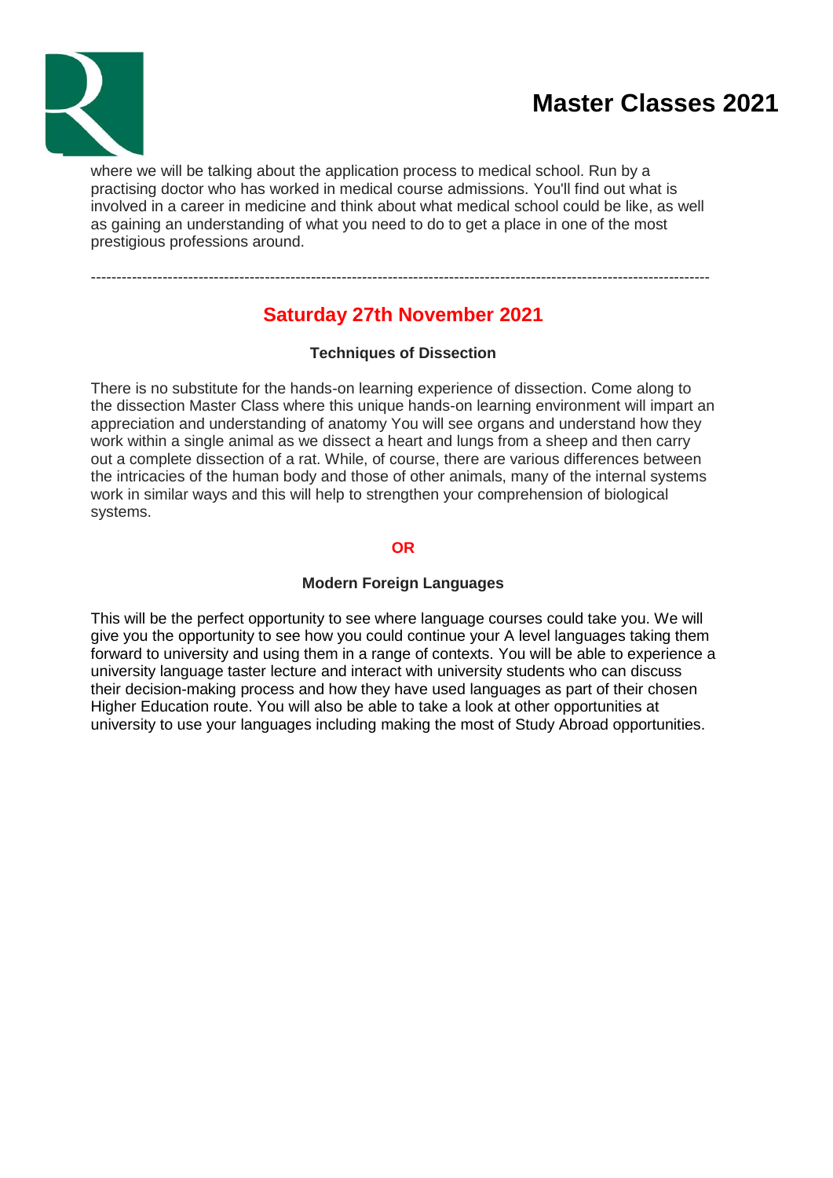where we will be talking about the application process to medical school. Run by a practising doctor who has worked in medical course admissions. You'll find out what is involved in a career in medicine and think about what medical school could be like, as well as gaining an understanding of what you need to do to get a place in one of the most prestigious professions around.

---

## Saturday 27th November 2021

### Techniques of Dissection

There is no substitute for the hands-on learning experience of dissection. Come along to the dissection Master Class where this unique hands-on learning environment will impart an appreciation and understanding of anatomy You will see organs and understand how they work within a single animal as we dissect a heart and lungs from a sheep and then carry out a complete dissection of a rat. While, of course, there are various differences between the intricacies of the human body and those of other animals, many of the internal systems work in similar ways and this will help to strengthen your comprehension of biological systems.

**OR**

### Modern Foreign Languages

This will be the perfect opportunity to see where language courses could take you. We will give you the opportunity to see how you could continue your A level languages taking them forward to university and using them in a range of contexts. You will be able to experience a university language taster lecture and interact with university students who can discuss their decision-making process and how they have used languages as part of their chosen Higher Education route. You will also be able to take a look at other opportunities at university to use your languages including making the most of Study Abroad opportunities.